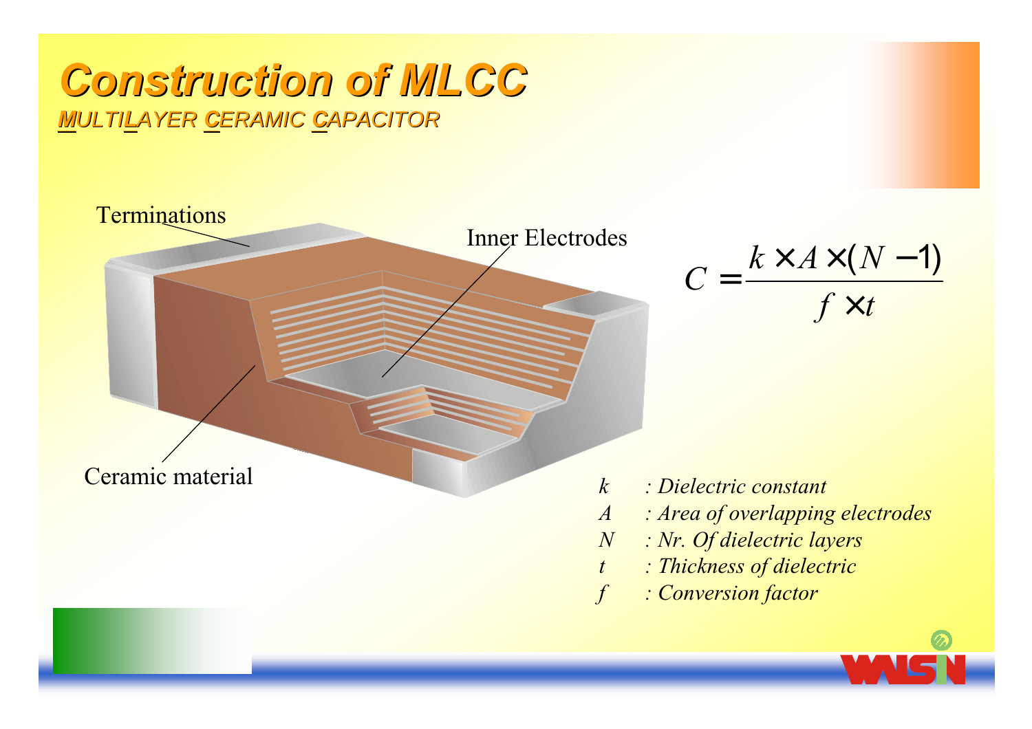# Construction of MLCC

***M**ULTI**L**AYER **C**ERAMIC **C**APACITOR*

Terminations

Inner Electrodes

Ceramic material

$$C = \frac{k \times A \times (N - 1)}{f \times t}$$

- $k$ : *Dielectric constant*
- $A$ : *Area of overlapping electrodes*
- $N$ : *Nr. Of dielectric layers*
- $t$ : *Thickness of dielectric*
- $f$ : *Conversion factor*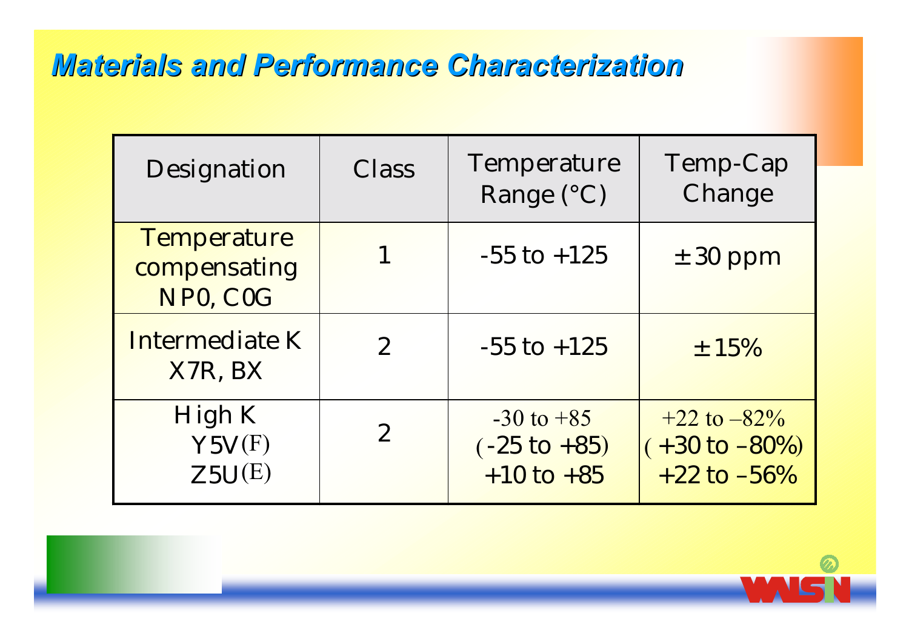## *Materials and Performance Characterization*

| Designation | Class | Temperature Range (°C) | Temp-Cap Change |
|---|---|---|---|
| Temperature compensating NP0, C0G | 1 | -55 to +125 | ±30 ppm |
| Intermediate K X7R, BX | 2 | -55 to +125 | ±15% |
| High K Y5V(F) Z5U(E) | 2 | -30 to +85 (-25 to +85) +10 to +85 | +22 to –82% (+30 to –80%) +22 to –56% |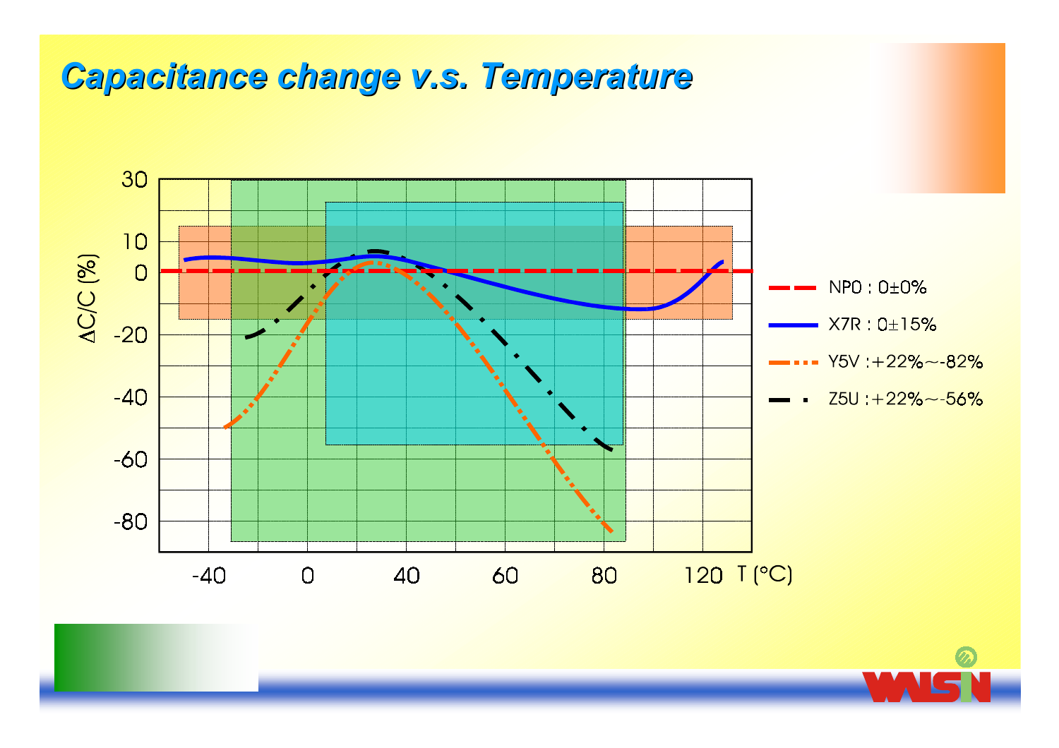# Capacitance change v.s. Temperature

$\Delta C/C$ (%)

30, 10, 0, -20, -40, -60, -80

-40, 0, 40, 60, 80, 120 T (°C)

- NP0 : 0±0%
- X7R : 0±15%
- Y5V :+22%~-82%
- Z5U :+22%~-56%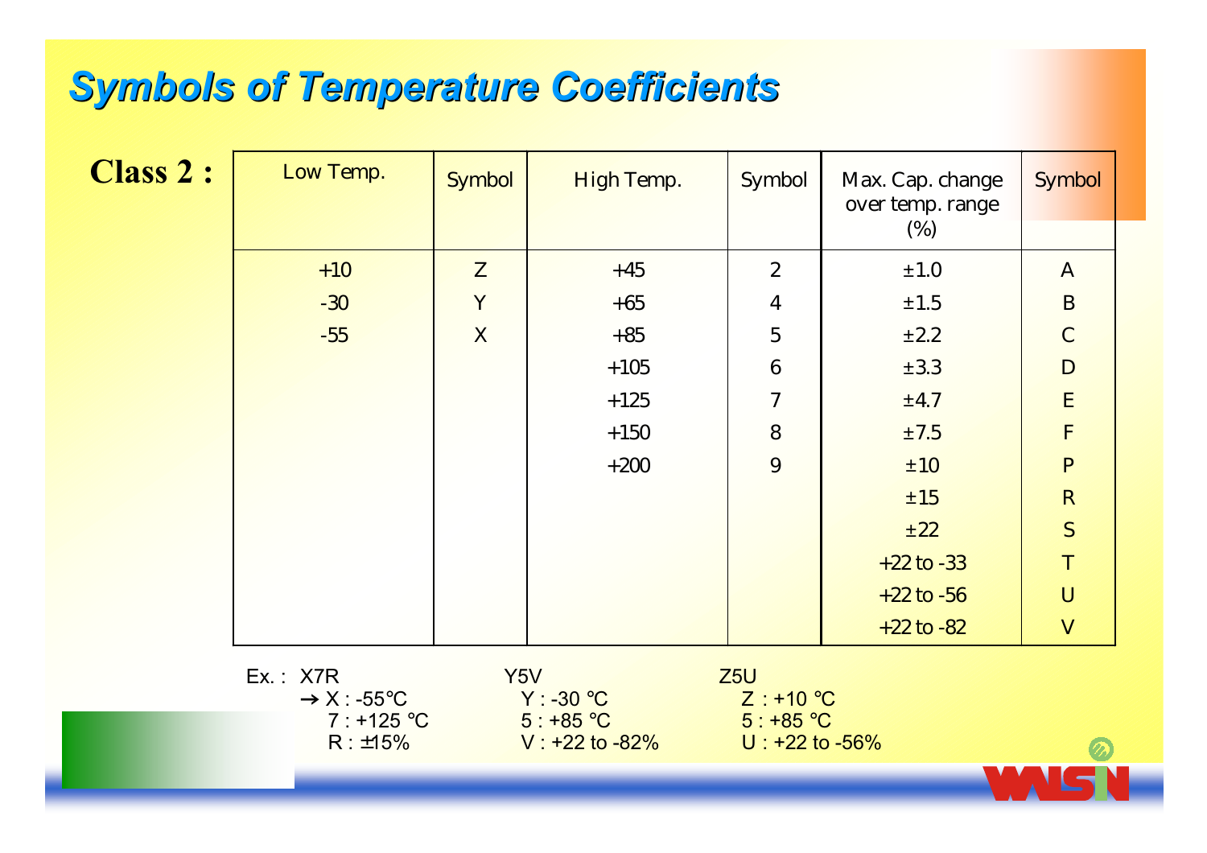# Symbols of Temperature Coefficients

**Class 2 :**

| Low Temp. | Symbol | High Temp. | Symbol | Max. Cap. change over temp. range (%) | Symbol |
|---|---|---|---|---|---|
| +10 | Z | +45 | 2 | ±1.0 | A |
| -30 | Y | +65 | 4 | ±1.5 | B |
| -55 | X | +85 | 5 | ±2.2 | C |
| | | +105 | 6 | ±3.3 | D |
| | | +125 | 7 | ±4.7 | E |
| | | +150 | 8 | ±7.5 | F |
| | | +200 | 9 | ±10 | P |
| | | | | ±15 | R |
| | | | | ±22 | S |
| | | | | +22 to -33 | T |
| | | | | +22 to -56 | U |
| | | | | +22 to -82 | V |

Ex. : X7R
→ X : -55℃
7 : +125 ℃
R : ±15%

Y5V
Y : -30 ℃
5 : +85 ℃
V : +22 to -82%

Z5U
Z : +10 ℃
5 : +85 ℃
U : +22 to -56%